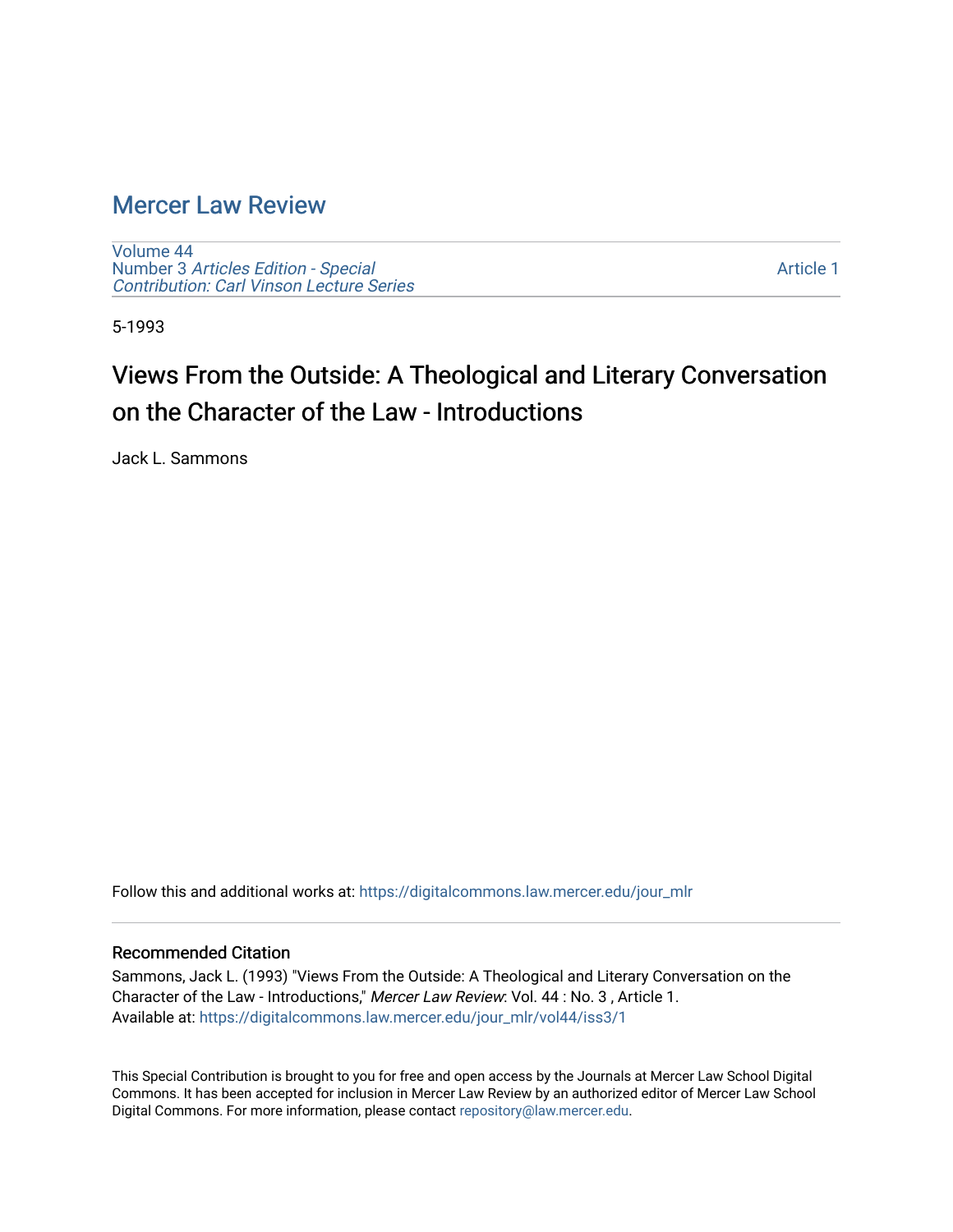# Mercer Law Review

Volume 44
Number 3 *Articles Edition - Special Contribution: Carl Vinson Lecture Series*

Article 1

5-1993

## Views From the Outside: A Theological and Literary Conversation on the Character of the Law - Introductions

Jack L. Sammons

Follow this and additional works at: https://digitalcommons.law.mercer.edu/jour_mlr

### Recommended Citation

Sammons, Jack L. (1993) "Views From the Outside: A Theological and Literary Conversation on the Character of the Law - Introductions," *Mercer Law Review*: Vol. 44 : No. 3 , Article 1.
Available at: https://digitalcommons.law.mercer.edu/jour_mlr/vol44/iss3/1

This Special Contribution is brought to you for free and open access by the Journals at Mercer Law School Digital Commons. It has been accepted for inclusion in Mercer Law Review by an authorized editor of Mercer Law School Digital Commons. For more information, please contact repository@law.mercer.edu.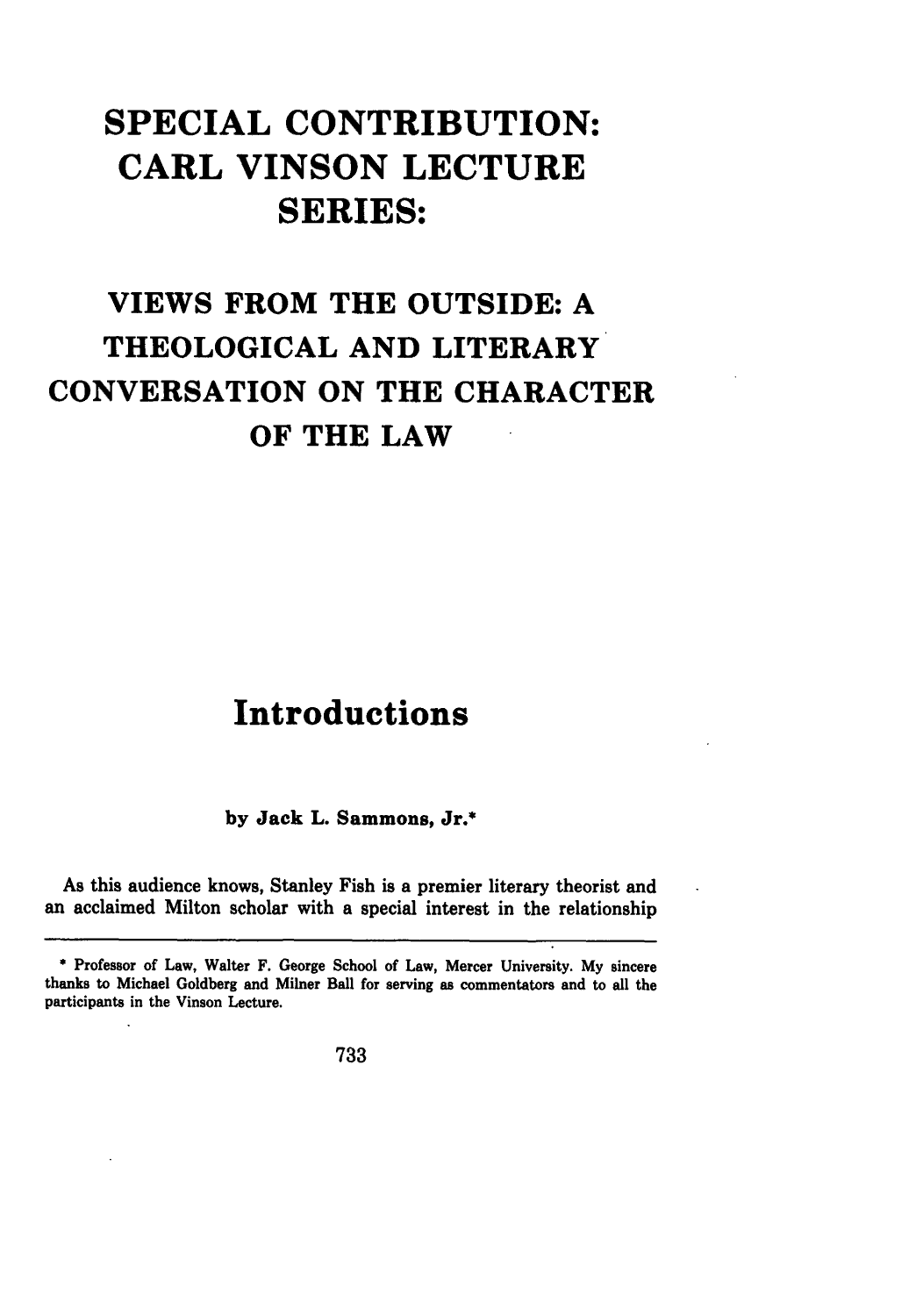# SPECIAL CONTRIBUTION: CARL VINSON LECTURE SERIES:

# VIEWS FROM THE OUTSIDE: A THEOLOGICAL AND LITERARY CONVERSATION ON THE CHARACTER OF THE LAW

## Introductions

**by Jack L. Sammons, Jr.***

As this audience knows, Stanley Fish is a premier literary theorist and an acclaimed Milton scholar with a special interest in the relationship

---

\* Professor of Law, Walter F. George School of Law, Mercer University. My sincere thanks to Michael Goldberg and Milner Ball for serving as commentators and to all the participants in the Vinson Lecture.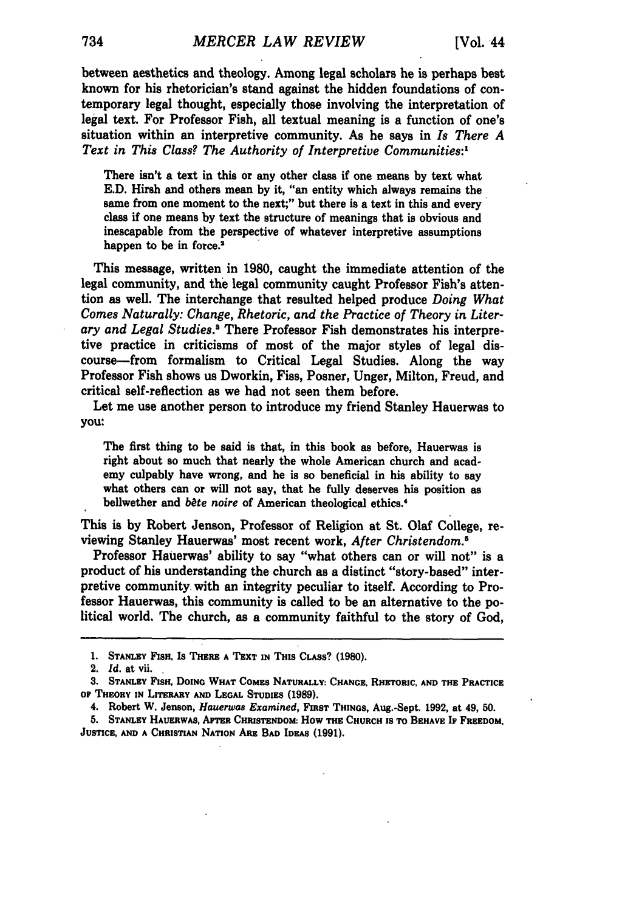between aesthetics and theology. Among legal scholars he is perhaps best known for his rhetorician's stand against the hidden foundations of contemporary legal thought, especially those involving the interpretation of legal text. For Professor Fish, all textual meaning is a function of one's situation within an interpretive community. As he says in *Is There A Text in This Class? The Authority of Interpretive Communities*:[1]

> There isn't a text in this or any other class if one means by text what E.D. Hirsh and others mean by it, "an entity which always remains the same from one moment to the next;" but there is a text in this and every class if one means by text the structure of meanings that is obvious and inescapable from the perspective of whatever interpretive assumptions happen to be in force.[2]

This message, written in 1980, caught the immediate attention of the legal community, and the legal community caught Professor Fish's attention as well. The interchange that resulted helped produce *Doing What Comes Naturally: Change, Rhetoric, and the Practice of Theory in Literary and Legal Studies*.[3] There Professor Fish demonstrates his interpretive practice in criticisms of most of the major styles of legal discourse—from formalism to Critical Legal Studies. Along the way Professor Fish shows us Dworkin, Fiss, Posner, Unger, Milton, Freud, and critical self-reflection as we had not seen them before.

Let me use another person to introduce my friend Stanley Hauerwas to you:

> The first thing to be said is that, in this book as before, Hauerwas is right about so much that nearly the whole American church and academy culpably have wrong, and he is so beneficial in his ability to say what others can or will not say, that he fully deserves his position as bellwether and *bête noire* of American theological ethics.[4]

This is by Robert Jenson, Professor of Religion at St. Olaf College, reviewing Stanley Hauerwas' most recent work, *After Christendom*.[5]

Professor Hauerwas' ability to say "what others can or will not" is a product of his understanding the church as a distinct "story-based" interpretive community with an integrity peculiar to itself. According to Professor Hauerwas, this community is called to be an alternative to the political world. The church, as a community faithful to the story of God,

---

1. STANLEY FISH, IS THERE A TEXT IN THIS CLASS? (1980).
2. *Id.* at vii.
3. STANLEY FISH, DOING WHAT COMES NATURALLY: CHANGE, RHETORIC, AND THE PRACTICE OF THEORY IN LITERARY AND LEGAL STUDIES (1989).
4. Robert W. Jenson, *Hauerwas Examined*, FIRST THINGS, Aug.-Sept. 1992, at 49, 50.
5. STANLEY HAUERWAS, AFTER CHRISTENDOM: HOW THE CHURCH IS TO BEHAVE IF FREEDOM, JUSTICE, AND A CHRISTIAN NATION ARE BAD IDEAS (1991).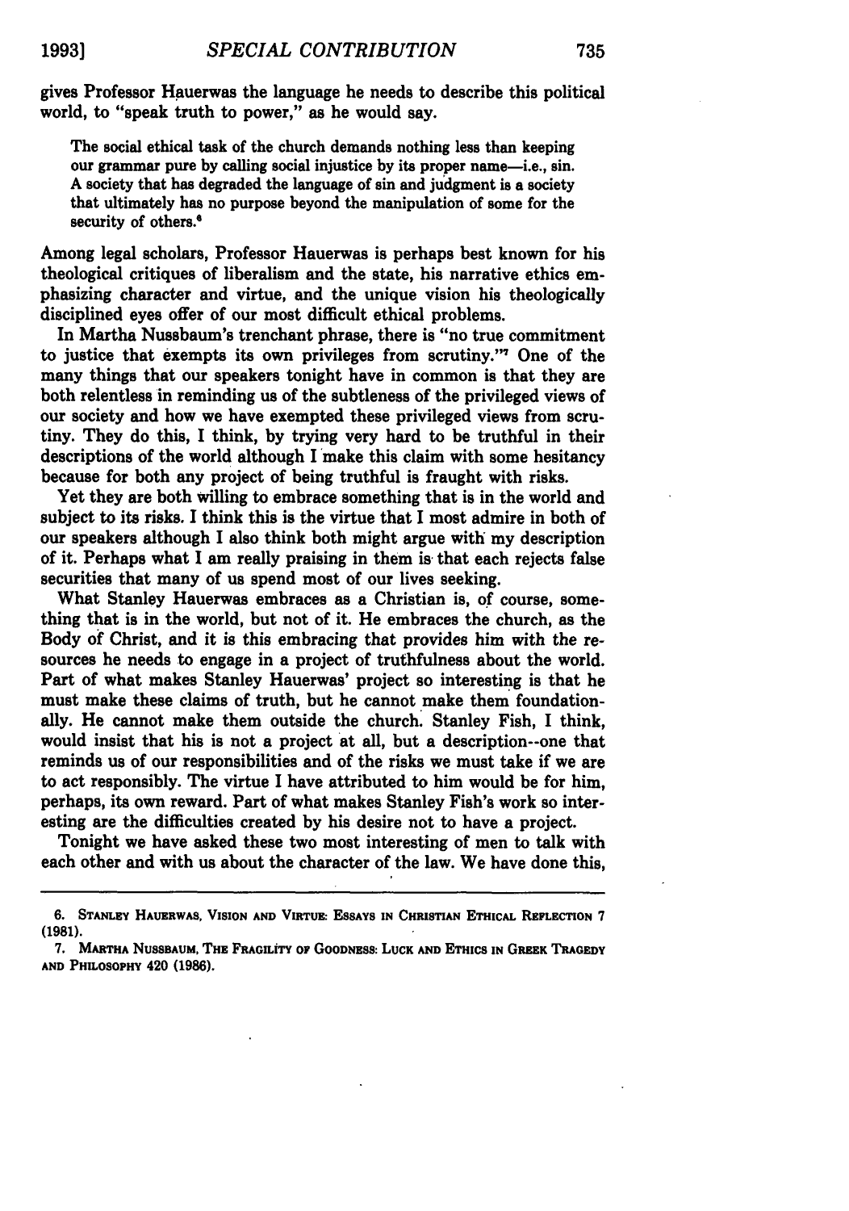gives Professor Hauerwas the language he needs to describe this political world, to "speak truth to power," as he would say.

> The social ethical task of the church demands nothing less than keeping our grammar pure by calling social injustice by its proper name—i.e., sin. A society that has degraded the language of sin and judgment is a society that ultimately has no purpose beyond the manipulation of some for the security of others.[6]

Among legal scholars, Professor Hauerwas is perhaps best known for his theological critiques of liberalism and the state, his narrative ethics emphasizing character and virtue, and the unique vision his theologically disciplined eyes offer of our most difficult ethical problems.

In Martha Nussbaum's trenchant phrase, there is "no true commitment to justice that exempts its own privileges from scrutiny."[7] One of the many things that our speakers tonight have in common is that they are both relentless in reminding us of the subtleness of the privileged views of our society and how we have exempted these privileged views from scrutiny. They do this, I think, by trying very hard to be truthful in their descriptions of the world although I make this claim with some hesitancy because for both any project of being truthful is fraught with risks.

Yet they are both willing to embrace something that is in the world and subject to its risks. I think this is the virtue that I most admire in both of our speakers although I also think both might argue with my description of it. Perhaps what I am really praising in them is that each rejects false securities that many of us spend most of our lives seeking.

What Stanley Hauerwas embraces as a Christian is, of course, something that is in the world, but not of it. He embraces the church, as the Body of Christ, and it is this embracing that provides him with the resources he needs to engage in a project of truthfulness about the world. Part of what makes Stanley Hauerwas' project so interesting is that he must make these claims of truth, but he cannot make them foundationally. He cannot make them outside the church. Stanley Fish, I think, would insist that his is not a project at all, but a description--one that reminds us of our responsibilities and of the risks we must take if we are to act responsibly. The virtue I have attributed to him would be for him, perhaps, its own reward. Part of what makes Stanley Fish's work so interesting are the difficulties created by his desire not to have a project.

Tonight we have asked these two most interesting of men to talk with each other and with us about the character of the law. We have done this,

---

6. STANLEY HAUERWAS, VISION AND VIRTUE: ESSAYS IN CHRISTIAN ETHICAL REFLECTION 7 (1981).

7. MARTHA NUSSBAUM, THE FRAGILITY OF GOODNESS: LUCK AND ETHICS IN GREEK TRAGEDY AND PHILOSOPHY 420 (1986).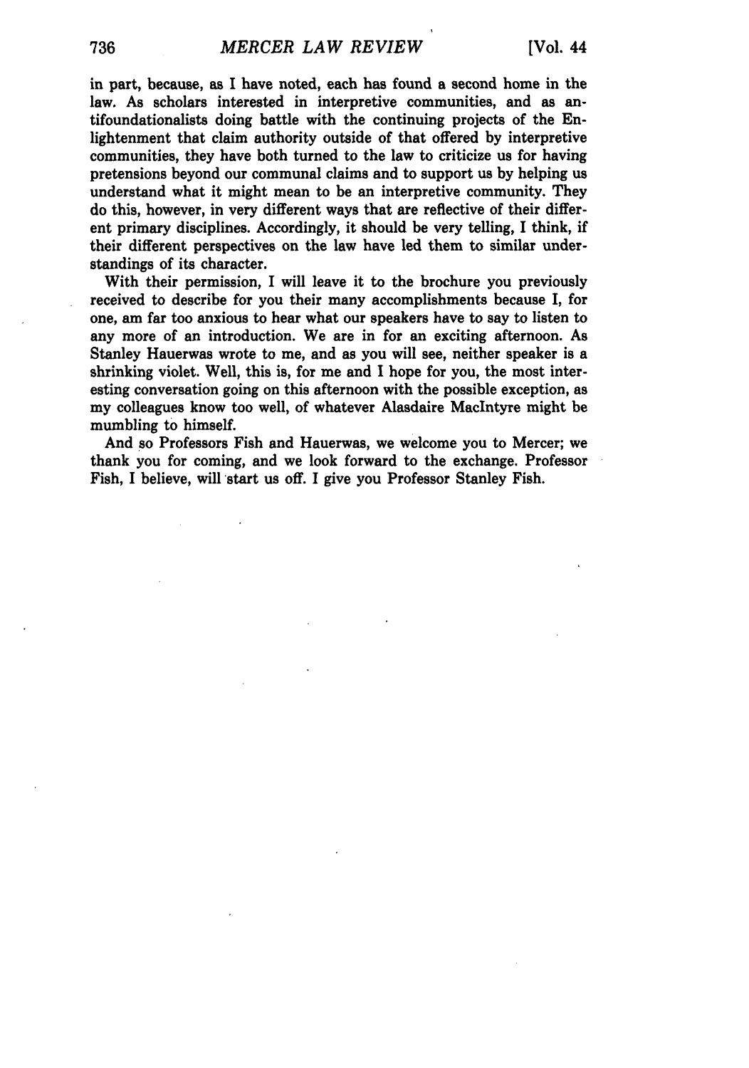in part, because, as I have noted, each has found a second home in the law. As scholars interested in interpretive communities, and as antifoundationalists doing battle with the continuing projects of the Enlightenment that claim authority outside of that offered by interpretive communities, they have both turned to the law to criticize us for having pretensions beyond our communal claims and to support us by helping us understand what it might mean to be an interpretive community. They do this, however, in very different ways that are reflective of their different primary disciplines. Accordingly, it should be very telling, I think, if their different perspectives on the law have led them to similar understandings of its character.

With their permission, I will leave it to the brochure you previously received to describe for you their many accomplishments because I, for one, am far too anxious to hear what our speakers have to say to listen to any more of an introduction. We are in for an exciting afternoon. As Stanley Hauerwas wrote to me, and as you will see, neither speaker is a shrinking violet. Well, this is, for me and I hope for you, the most interesting conversation going on this afternoon with the possible exception, as my colleagues know too well, of whatever Alasdaire MacIntyre might be mumbling to himself.

And so Professors Fish and Hauerwas, we welcome you to Mercer; we thank you for coming, and we look forward to the exchange. Professor Fish, I believe, will start us off. I give you Professor Stanley Fish.